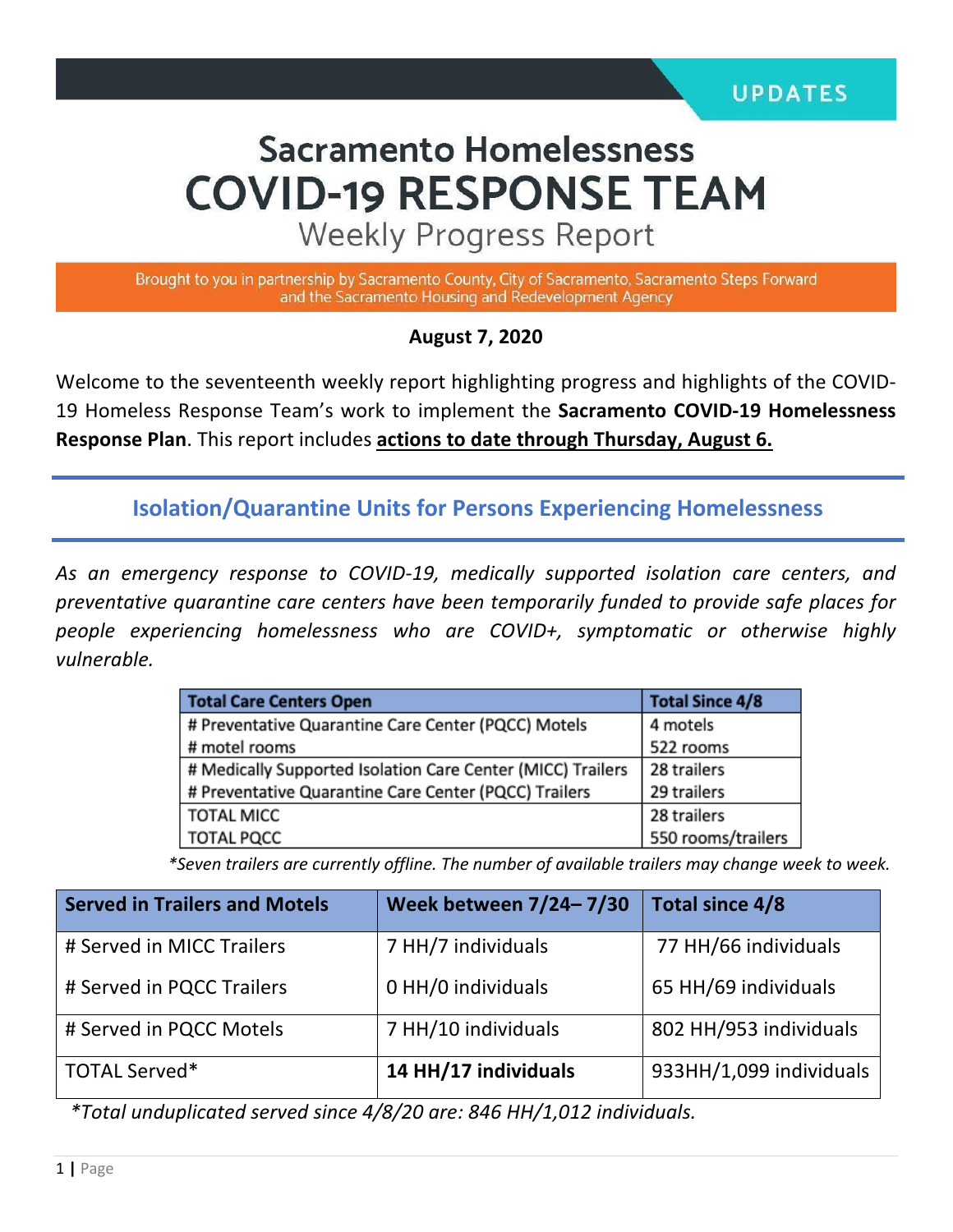UPDATES

# Sacramento Homelessness
# COVID-19 RESPONSE TEAM
## Weekly Progress Report

Brought to you in partnership by Sacramento County, City of Sacramento, Sacramento Steps Forward and the Sacramento Housing and Redevelopment Agency

**August 7, 2020**

Welcome to the seventeenth weekly report highlighting progress and highlights of the COVID-19 Homeless Response Team's work to implement the **Sacramento COVID-19 Homelessness Response Plan**. This report includes **actions to date through Thursday, August 6.**

## Isolation/Quarantine Units for Persons Experiencing Homelessness

*As an emergency response to COVID-19, medically supported isolation care centers, and preventative quarantine care centers have been temporarily funded to provide safe places for people experiencing homelessness who are COVID+, symptomatic or otherwise highly vulnerable.*

| Total Care Centers Open | Total Since 4/8 |
|---|---|
| # Preventative Quarantine Care Center (PQCC) Motels | 4 motels |
| # motel rooms | 522 rooms |
| # Medically Supported Isolation Care Center (MICC) Trailers | 28 trailers |
| # Preventative Quarantine Care Center (PQCC) Trailers | 29 trailers |
| TOTAL MICC | 28 trailers |
| TOTAL PQCC | 550 rooms/trailers |

*\*Seven trailers are currently offline. The number of available trailers may change week to week.*

| Served in Trailers and Motels | Week between 7/24– 7/30 | Total since 4/8 |
|---|---|---|
| # Served in MICC Trailers | 7 HH/7 individuals | 77 HH/66 individuals |
| # Served in PQCC Trailers | 0 HH/0 individuals | 65 HH/69 individuals |
| # Served in PQCC Motels | 7 HH/10 individuals | 802 HH/953 individuals |
| TOTAL Served* | **14 HH/17 individuals** | 933HH/1,099 individuals |

*\*Total unduplicated served since 4/8/20 are: 846 HH/1,012 individuals.*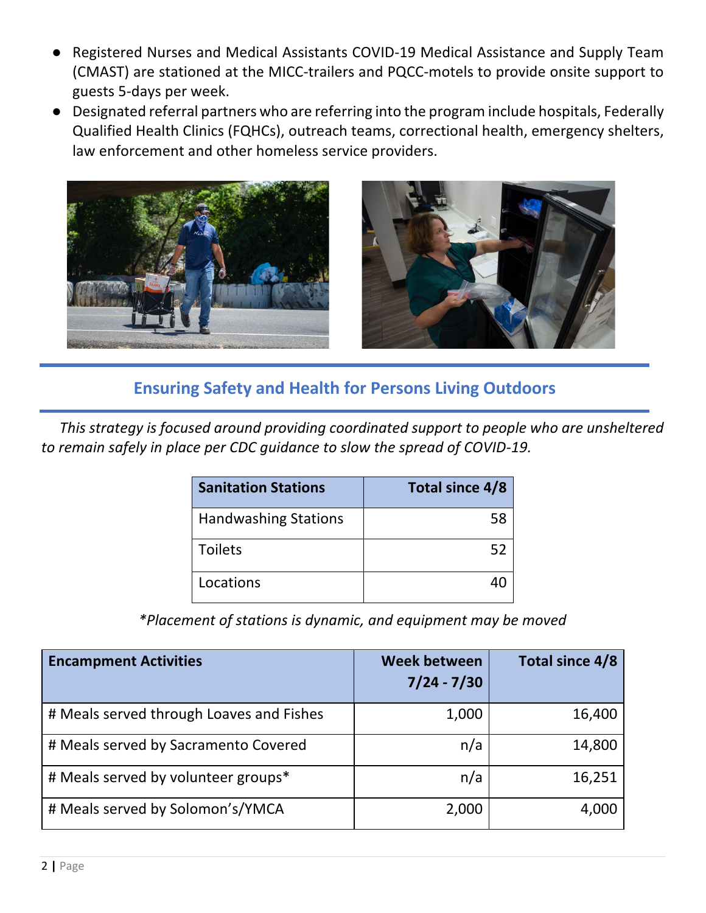- Registered Nurses and Medical Assistants COVID-19 Medical Assistance and Supply Team (CMAST) are stationed at the MICC-trailers and PQCC-motels to provide onsite support to guests 5-days per week.
- Designated referral partners who are referring into the program include hospitals, Federally Qualified Health Clinics (FQHCs), outreach teams, correctional health, emergency shelters, law enforcement and other homeless service providers.

## Ensuring Safety and Health for Persons Living Outdoors

*This strategy is focused around providing coordinated support to people who are unsheltered to remain safely in place per CDC guidance to slow the spread of COVID-19.*

| Sanitation Stations | Total since 4/8 |
| --- | ---: |
| Handwashing Stations | 58 |
| Toilets | 52 |
| Locations | 40 |

*\*Placement of stations is dynamic, and equipment may be moved*

| Encampment Activities | Week between 7/24 - 7/30 | Total since 4/8 |
| --- | ---: | ---: |
| # Meals served through Loaves and Fishes | 1,000 | 16,400 |
| # Meals served by Sacramento Covered | n/a | 14,800 |
| # Meals served by volunteer groups* | n/a | 16,251 |
| # Meals served by Solomon's/YMCA | 2,000 | 4,000 |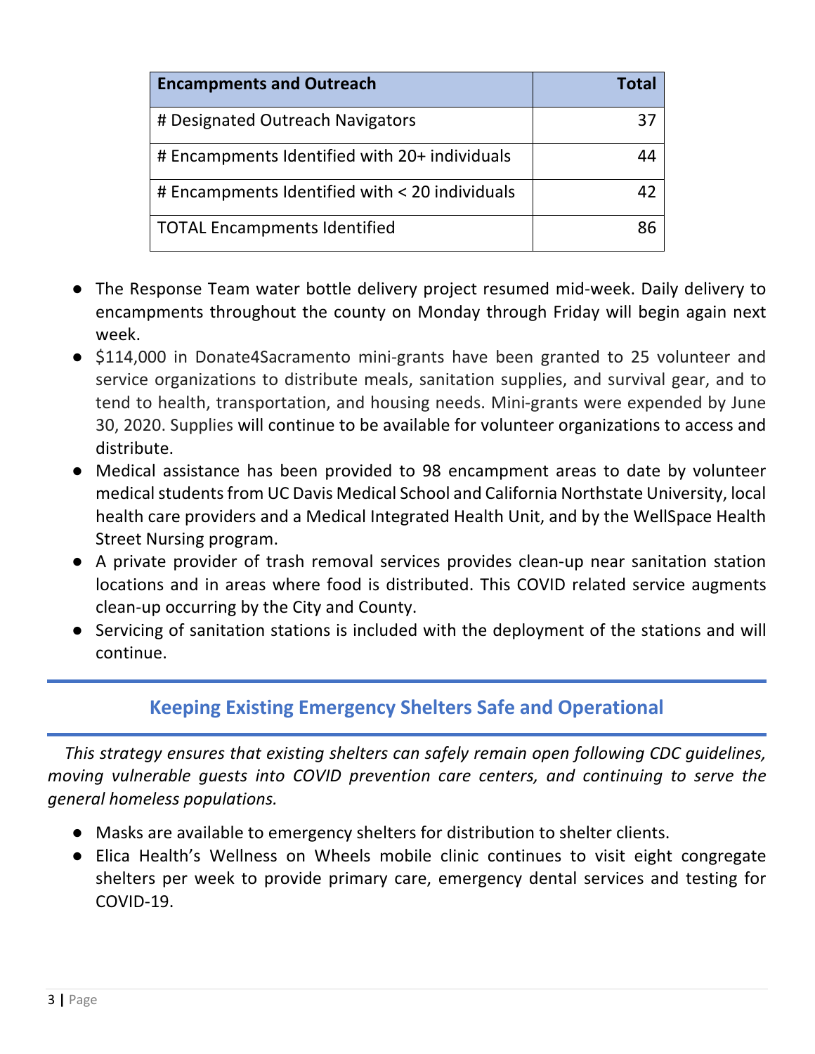| Encampments and Outreach | Total |
|---|---:|
| # Designated Outreach Navigators | 37 |
| # Encampments Identified with 20+ individuals | 44 |
| # Encampments Identified with < 20 individuals | 42 |
| TOTAL Encampments Identified | 86 |

- The Response Team water bottle delivery project resumed mid-week. Daily delivery to encampments throughout the county on Monday through Friday will begin again next week.
- $114,000 in Donate4Sacramento mini-grants have been granted to 25 volunteer and service organizations to distribute meals, sanitation supplies, and survival gear, and to tend to health, transportation, and housing needs. Mini-grants were expended by June 30, 2020. Supplies will continue to be available for volunteer organizations to access and distribute.
- Medical assistance has been provided to 98 encampment areas to date by volunteer medical students from UC Davis Medical School and California Northstate University, local health care providers and a Medical Integrated Health Unit, and by the WellSpace Health Street Nursing program.
- A private provider of trash removal services provides clean-up near sanitation station locations and in areas where food is distributed. This COVID related service augments clean-up occurring by the City and County.
- Servicing of sanitation stations is included with the deployment of the stations and will continue.

## Keeping Existing Emergency Shelters Safe and Operational

*This strategy ensures that existing shelters can safely remain open following CDC guidelines, moving vulnerable guests into COVID prevention care centers, and continuing to serve the general homeless populations.*

- Masks are available to emergency shelters for distribution to shelter clients.
- Elica Health's Wellness on Wheels mobile clinic continues to visit eight congregate shelters per week to provide primary care, emergency dental services and testing for COVID-19.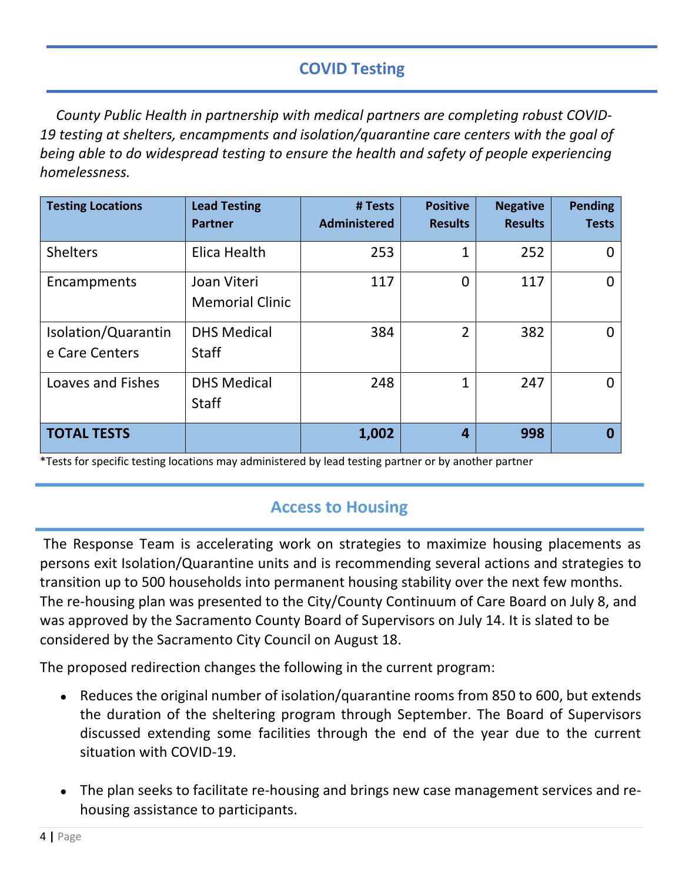## COVID Testing

*County Public Health in partnership with medical partners are completing robust COVID-19 testing at shelters, encampments and isolation/quarantine care centers with the goal of being able to do widespread testing to ensure the health and safety of people experiencing homelessness.*

| Testing Locations | Lead Testing Partner | # Tests Administered | Positive Results | Negative Results | Pending Tests |
|---|---|---|---|---|---|
| Shelters | Elica Health | 253 | 1 | 252 | 0 |
| Encampments | Joan Viteri Memorial Clinic | 117 | 0 | 117 | 0 |
| Isolation/Quarantine Care Centers | DHS Medical Staff | 384 | 2 | 382 | 0 |
| Loaves and Fishes | DHS Medical Staff | 248 | 1 | 247 | 0 |
| **TOTAL TESTS** | | **1,002** | **4** | **998** | **0** |

*Tests for specific testing locations may administered by lead testing partner or by another partner

## Access to Housing

The Response Team is accelerating work on strategies to maximize housing placements as persons exit Isolation/Quarantine units and is recommending several actions and strategies to transition up to 500 households into permanent housing stability over the next few months. The re-housing plan was presented to the City/County Continuum of Care Board on July 8, and was approved by the Sacramento County Board of Supervisors on July 14. It is slated to be considered by the Sacramento City Council on August 18.

The proposed redirection changes the following in the current program:

- Reduces the original number of isolation/quarantine rooms from 850 to 600, but extends the duration of the sheltering program through September. The Board of Supervisors discussed extending some facilities through the end of the year due to the current situation with COVID-19.
- The plan seeks to facilitate re-housing and brings new case management services and re-housing assistance to participants.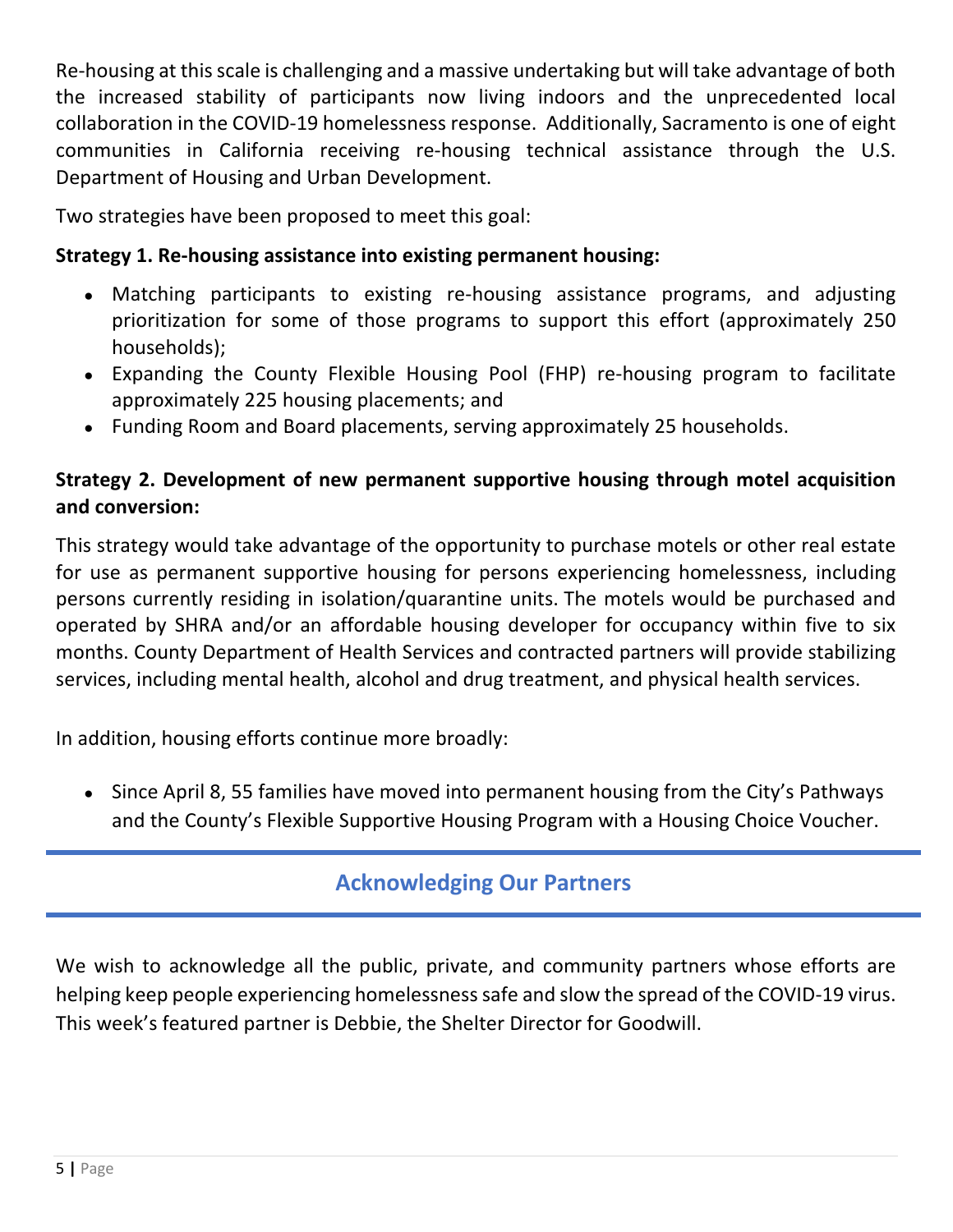Re-housing at this scale is challenging and a massive undertaking but will take advantage of both the increased stability of participants now living indoors and the unprecedented local collaboration in the COVID-19 homelessness response. Additionally, Sacramento is one of eight communities in California receiving re-housing technical assistance through the U.S. Department of Housing and Urban Development.

Two strategies have been proposed to meet this goal:

**Strategy 1. Re-housing assistance into existing permanent housing:**

- Matching participants to existing re-housing assistance programs, and adjusting prioritization for some of those programs to support this effort (approximately 250 households);
- Expanding the County Flexible Housing Pool (FHP) re-housing program to facilitate approximately 225 housing placements; and
- Funding Room and Board placements, serving approximately 25 households.

**Strategy 2. Development of new permanent supportive housing through motel acquisition and conversion:**

This strategy would take advantage of the opportunity to purchase motels or other real estate for use as permanent supportive housing for persons experiencing homelessness, including persons currently residing in isolation/quarantine units. The motels would be purchased and operated by SHRA and/or an affordable housing developer for occupancy within five to six months. County Department of Health Services and contracted partners will provide stabilizing services, including mental health, alcohol and drug treatment, and physical health services.

In addition, housing efforts continue more broadly:

- Since April 8, 55 families have moved into permanent housing from the City's Pathways and the County's Flexible Supportive Housing Program with a Housing Choice Voucher.

## Acknowledging Our Partners

We wish to acknowledge all the public, private, and community partners whose efforts are helping keep people experiencing homelessness safe and slow the spread of the COVID-19 virus. This week's featured partner is Debbie, the Shelter Director for Goodwill.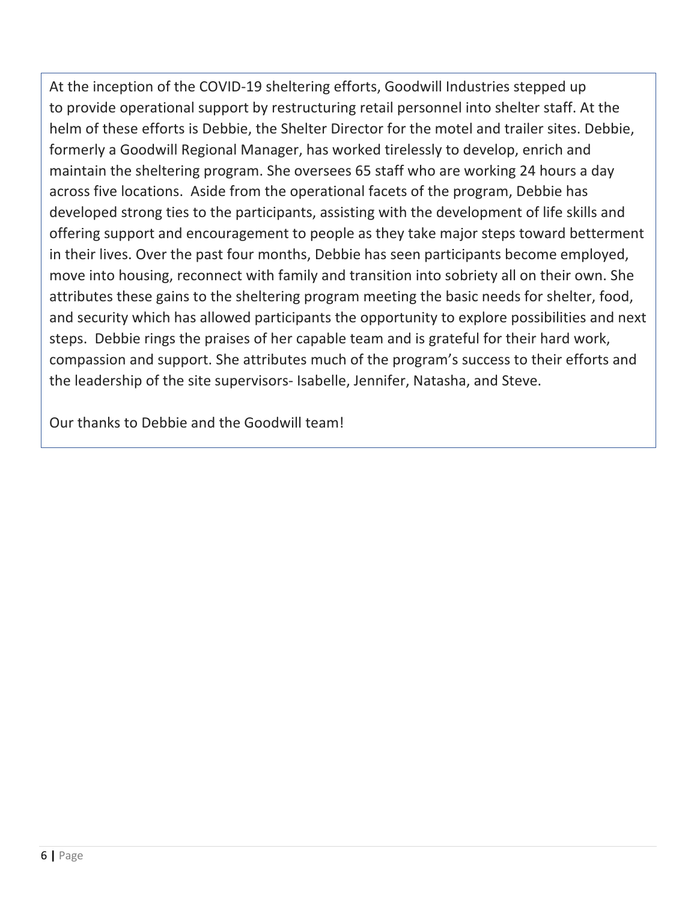At the inception of the COVID-19 sheltering efforts, Goodwill Industries stepped up to provide operational support by restructuring retail personnel into shelter staff. At the helm of these efforts is Debbie, the Shelter Director for the motel and trailer sites. Debbie, formerly a Goodwill Regional Manager, has worked tirelessly to develop, enrich and maintain the sheltering program. She oversees 65 staff who are working 24 hours a day across five locations. Aside from the operational facets of the program, Debbie has developed strong ties to the participants, assisting with the development of life skills and offering support and encouragement to people as they take major steps toward betterment in their lives. Over the past four months, Debbie has seen participants become employed, move into housing, reconnect with family and transition into sobriety all on their own. She attributes these gains to the sheltering program meeting the basic needs for shelter, food, and security which has allowed participants the opportunity to explore possibilities and next steps. Debbie rings the praises of her capable team and is grateful for their hard work, compassion and support. She attributes much of the program's success to their efforts and the leadership of the site supervisors- Isabelle, Jennifer, Natasha, and Steve.

Our thanks to Debbie and the Goodwill team!